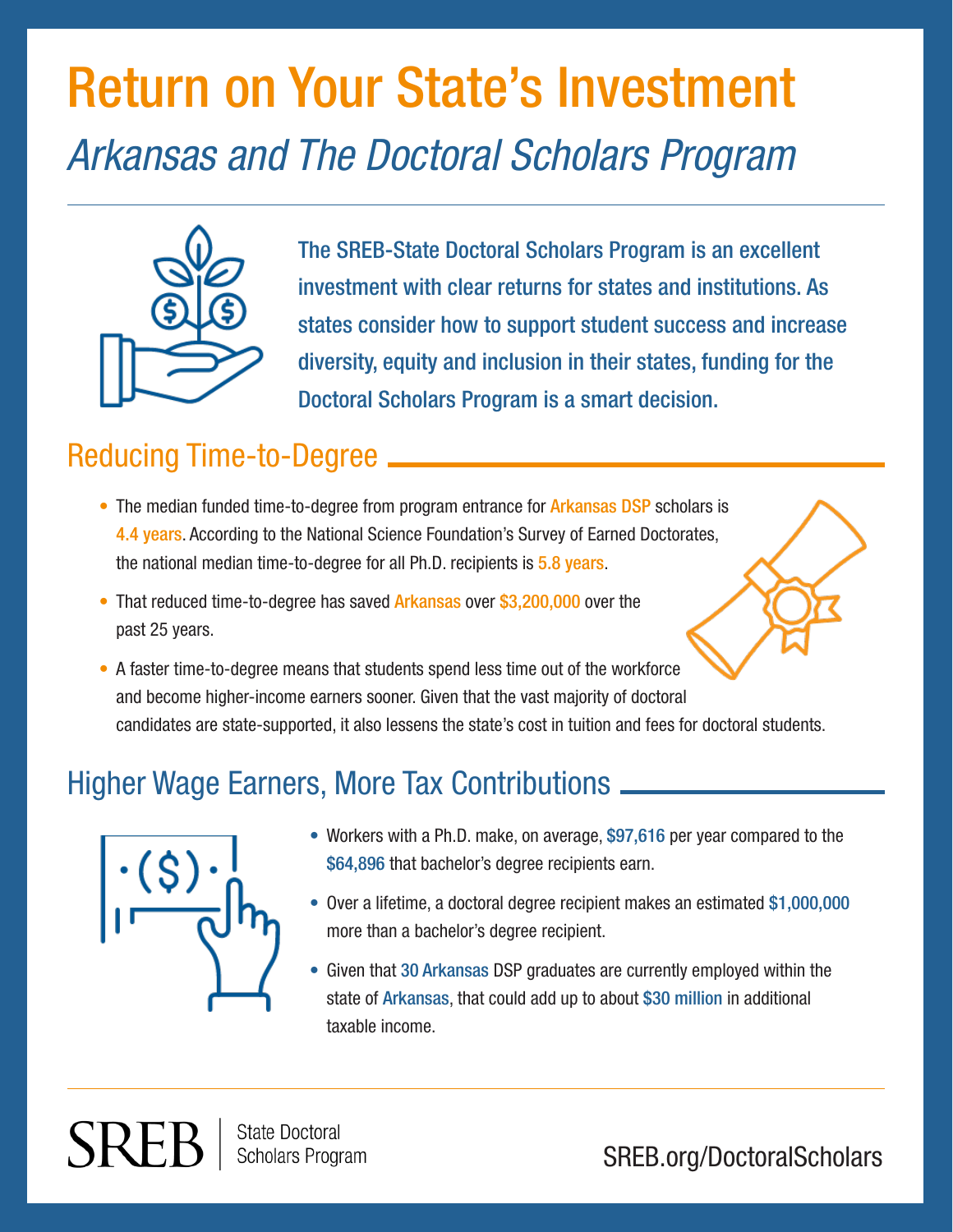# Return on Your State's Investment

## *Arkansas and The Doctoral Scholars Program*

The SREB-State Doctoral Scholars Program is an excellent investment with clear returns for states and institutions. As states consider how to support student success and increase diversity, equity and inclusion in their states, funding for the Doctoral Scholars Program is a smart decision.

## Reducing Time-to-Degree

- The median funded time-to-degree from program entrance for Arkansas DSP scholars is 4.4 years. According to the National Science Foundation's Survey of Earned Doctorates, the national median time-to-degree for all Ph.D. recipients is 5.8 years.
- That reduced time-to-degree has saved Arkansas over $3,200,000 over the past 25 years.
- A faster time-to-degree means that students spend less time out of the workforce and become higher-income earners sooner. Given that the vast majority of doctoral candidates are state-supported, it also lessens the state's cost in tuition and fees for doctoral students.

## Higher Wage Earners, More Tax Contributions

- Workers with a Ph.D. make, on average, $97,616 per year compared to the $64,896 that bachelor's degree recipients earn.
- Over a lifetime, a doctoral degree recipient makes an estimated $1,000,000 more than a bachelor's degree recipient.
- Given that 30 Arkansas DSP graduates are currently employed within the state of Arkansas, that could add up to about $30 million in additional taxable income.

SREB | State Doctoral Scholars Program

SREB.org/DoctoralScholars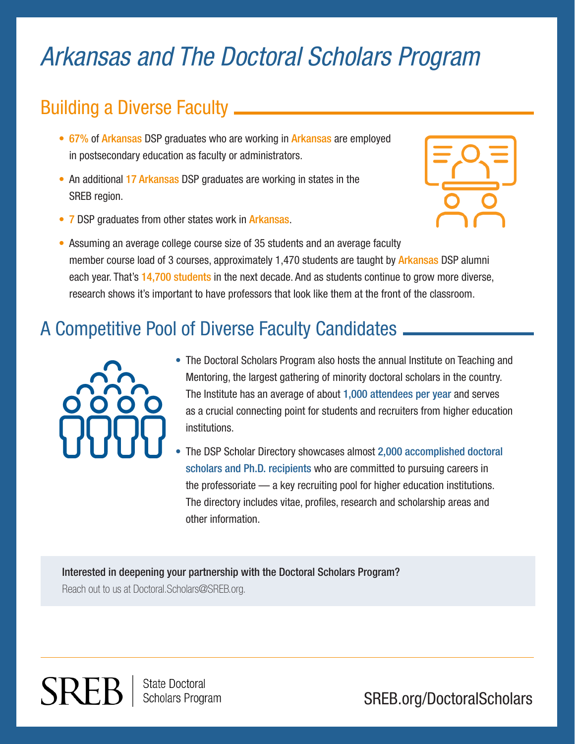# Arkansas and The Doctoral Scholars Program

## Building a Diverse Faculty

- 67% of Arkansas DSP graduates who are working in Arkansas are employed in postsecondary education as faculty or administrators.
- An additional 17 Arkansas DSP graduates are working in states in the SREB region.
- 7 DSP graduates from other states work in Arkansas.
- Assuming an average college course size of 35 students and an average faculty member course load of 3 courses, approximately 1,470 students are taught by Arkansas DSP alumni each year. That's 14,700 students in the next decade. And as students continue to grow more diverse, research shows it's important to have professors that look like them at the front of the classroom.

## A Competitive Pool of Diverse Faculty Candidates

- The Doctoral Scholars Program also hosts the annual Institute on Teaching and Mentoring, the largest gathering of minority doctoral scholars in the country. The Institute has an average of about 1,000 attendees per year and serves as a crucial connecting point for students and recruiters from higher education institutions.
- The DSP Scholar Directory showcases almost 2,000 accomplished doctoral scholars and Ph.D. recipients who are committed to pursuing careers in the professoriate — a key recruiting pool for higher education institutions. The directory includes vitae, profiles, research and scholarship areas and other information.

**Interested in deepening your partnership with the Doctoral Scholars Program?**
Reach out to us at Doctoral.Scholars@SREB.org.

SREB | State Doctoral Scholars Program

SREB.org/DoctoralScholars